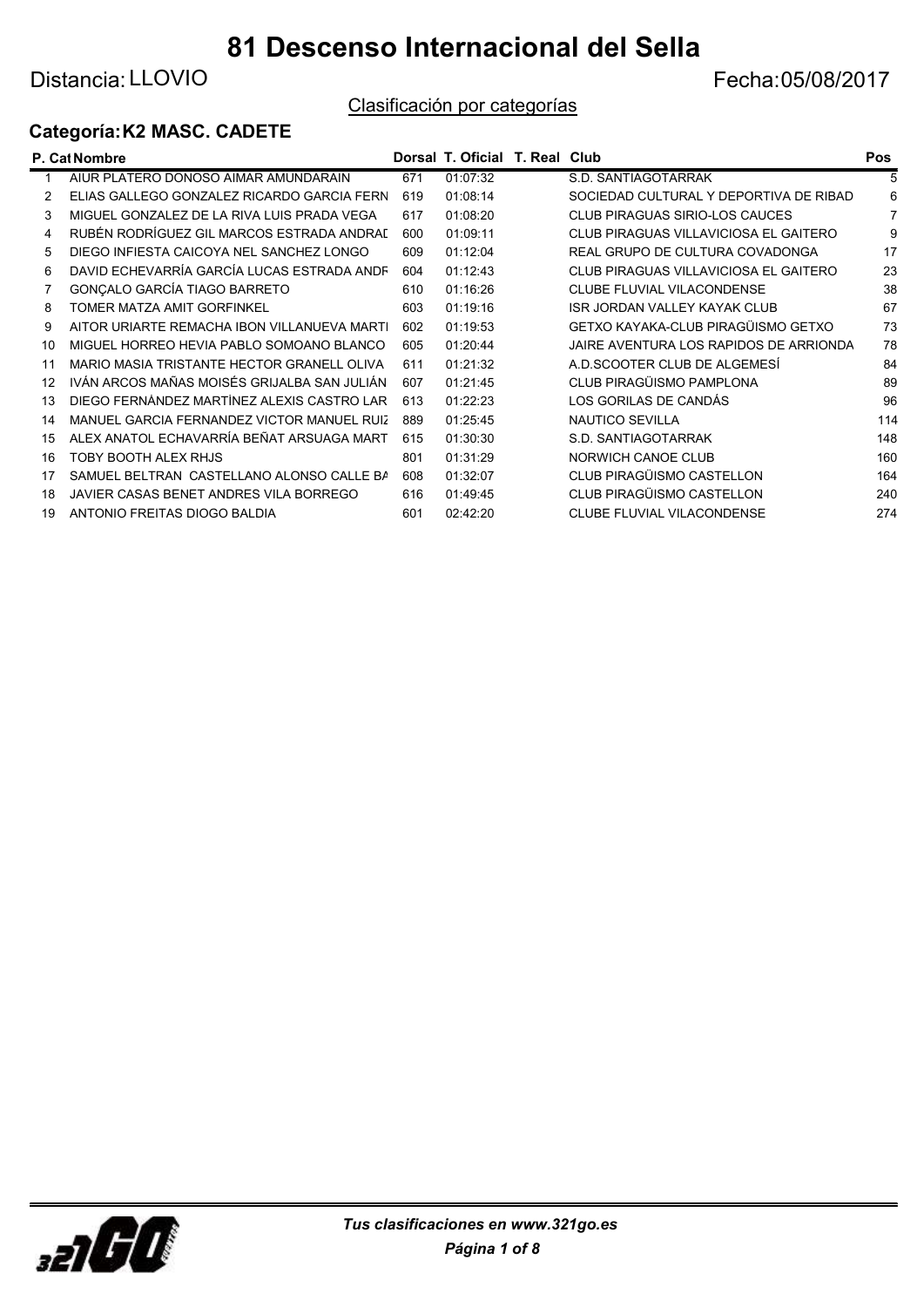# 81 Descenso Internacional del Sella

Distancia: LLOVIO

Fecha:05/08/2017

Clasificación por categorías

## Categoría: K2 MASC. CADETE

| P. Cat | Nombre | Dorsal | T. Oficial | T. Real | Club | Pos |
|---|---|---|---|---|---|---|
| 1 | AIUR PLATERO DONOSO AIMAR AMUNDARAIN | 671 | 01:07:32 | | S.D. SANTIAGOTARRAK | 5 |
| 2 | ELIAS GALLEGO GONZALEZ RICARDO GARCIA FERN | 619 | 01:08:14 | | SOCIEDAD CULTURAL Y DEPORTIVA DE RIBAD | 6 |
| 3 | MIGUEL GONZALEZ DE LA RIVA LUIS PRADA VEGA | 617 | 01:08:20 | | CLUB PIRAGUAS SIRIO-LOS CAUCES | 7 |
| 4 | RUBÉN RODRÍGUEZ GIL MARCOS ESTRADA ANDRAD | 600 | 01:09:11 | | CLUB PIRAGUAS VILLAVICIOSA EL GAITERO | 9 |
| 5 | DIEGO INFIESTA CAICOYA NEL SANCHEZ LONGO | 609 | 01:12:04 | | REAL GRUPO DE CULTURA COVADONGA | 17 |
| 6 | DAVID ECHEVARRÍA GARCÍA LUCAS ESTRADA ANDF | 604 | 01:12:43 | | CLUB PIRAGUAS VILLAVICIOSA EL GAITERO | 23 |
| 7 | GONÇALO GARCÍA TIAGO BARRETO | 610 | 01:16:26 | | CLUBE FLUVIAL VILACONDENSE | 38 |
| 8 | TOMER MATZA AMIT GORFINKEL | 603 | 01:19:16 | | ISR JORDAN VALLEY KAYAK CLUB | 67 |
| 9 | AITOR URIARTE REMACHA IBON VILLANUEVA MARTI | 602 | 01:19:53 | | GETXO KAYAKA-CLUB PIRAGÜISMO GETXO | 73 |
| 10 | MIGUEL HORREO HEVIA PABLO SOMOANO BLANCO | 605 | 01:20:44 | | JAIRE AVENTURA LOS RAPIDOS DE ARRIONDA | 78 |
| 11 | MARIO MASIA TRISTANTE HECTOR GRANELL OLIVA | 611 | 01:21:32 | | A.D.SCOOTER CLUB DE ALGEMESÍ | 84 |
| 12 | IVÁN ARCOS MAÑAS MOISÉS GRIJALBA SAN JULIÁN | 607 | 01:21:45 | | CLUB PIRAGÜISMO PAMPLONA | 89 |
| 13 | DIEGO FERNÁNDEZ MARTÍNEZ ALEXIS CASTRO LAR | 613 | 01:22:23 | | LOS GORILAS DE CANDÁS | 96 |
| 14 | MANUEL GARCIA FERNANDEZ VICTOR MANUEL RUIZ | 889 | 01:25:45 | | NAUTICO SEVILLA | 114 |
| 15 | ALEX ANATOL ECHAVARRÍA BEÑAT ARSUAGA MART | 615 | 01:30:30 | | S.D. SANTIAGOTARRAK | 148 |
| 16 | TOBY BOOTH ALEX RHJS | 801 | 01:31:29 | | NORWICH CANOE CLUB | 160 |
| 17 | SAMUEL BELTRAN CASTELLANO ALONSO CALLE BA | 608 | 01:32:07 | | CLUB PIRAGÜISMO CASTELLON | 164 |
| 18 | JAVIER CASAS BENET ANDRES VILA BORREGO | 616 | 01:49:45 | | CLUB PIRAGÜISMO CASTELLON | 240 |
| 19 | ANTONIO FREITAS DIOGO BALDIA | 601 | 02:42:20 | | CLUBE FLUVIAL VILACONDENSE | 274 |

*Tus clasificaciones en www.321go.es*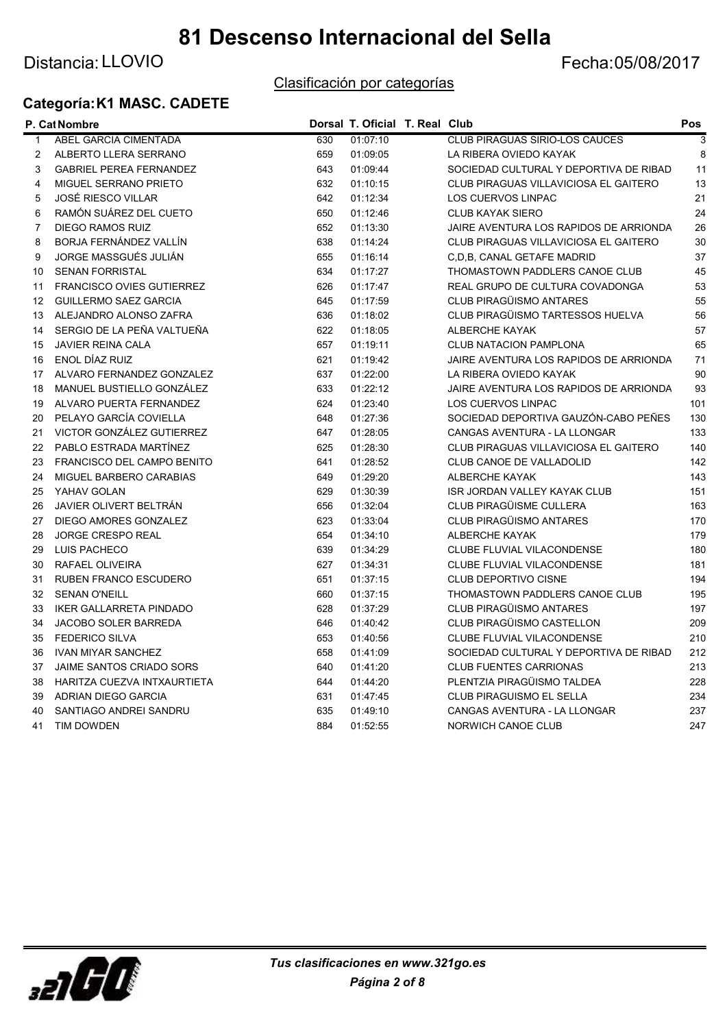# 81 Descenso Internacional del Sella

Distancia: LLOVIO

Fecha:05/08/2017

Clasificación por categorías

## Categoría: K1 MASC. CADETE

| P. Cat | Nombre | Dorsal | T. Oficial | T. Real | Club | Pos |
|---|---|---|---|---|---|---|
| 1 | ABEL GARCIA CIMENTADA | 630 | 01:07:10 | | CLUB PIRAGUAS SIRIO-LOS CAUCES | 3 |
| 2 | ALBERTO LLERA SERRANO | 659 | 01:09:05 | | LA RIBERA OVIEDO KAYAK | 8 |
| 3 | GABRIEL PEREA FERNANDEZ | 643 | 01:09:44 | | SOCIEDAD CULTURAL Y DEPORTIVA DE RIBAD | 11 |
| 4 | MIGUEL SERRANO PRIETO | 632 | 01:10:15 | | CLUB PIRAGUAS VILLAVICIOSA EL GAITERO | 13 |
| 5 | JOSÉ RIESCO VILLAR | 642 | 01:12:34 | | LOS CUERVOS LINPAC | 21 |
| 6 | RAMÓN SUÁREZ DEL CUETO | 650 | 01:12:46 | | CLUB KAYAK SIERO | 24 |
| 7 | DIEGO RAMOS RUIZ | 652 | 01:13:30 | | JAIRE AVENTURA LOS RAPIDOS DE ARRIONDA | 26 |
| 8 | BORJA FERNÁNDEZ VALLÍN | 638 | 01:14:24 | | CLUB PIRAGUAS VILLAVICIOSA EL GAITERO | 30 |
| 9 | JORGE MASSGUÉS JULIÁN | 655 | 01:16:14 | | C,D,B, CANAL GETAFE MADRID | 37 |
| 10 | SENAN FORRISTAL | 634 | 01:17:27 | | THOMASTOWN PADDLERS CANOE CLUB | 45 |
| 11 | FRANCISCO OVIES GUTIERREZ | 626 | 01:17:47 | | REAL GRUPO DE CULTURA COVADONGA | 53 |
| 12 | GUILLERMO SAEZ GARCIA | 645 | 01:17:59 | | CLUB PIRAGÜISMO ANTARES | 55 |
| 13 | ALEJANDRO ALONSO ZAFRA | 636 | 01:18:02 | | CLUB PIRAGÜISMO TARTESSOS HUELVA | 56 |
| 14 | SERGIO DE LA PEÑA VALTUEÑA | 622 | 01:18:05 | | ALBERCHE KAYAK | 57 |
| 15 | JAVIER REINA CALA | 657 | 01:19:11 | | CLUB NATACION PAMPLONA | 65 |
| 16 | ENOL DÍAZ RUIZ | 621 | 01:19:42 | | JAIRE AVENTURA LOS RAPIDOS DE ARRIONDA | 71 |
| 17 | ALVARO FERNANDEZ GONZALEZ | 637 | 01:22:00 | | LA RIBERA OVIEDO KAYAK | 90 |
| 18 | MANUEL BUSTIELLO GONZÁLEZ | 633 | 01:22:12 | | JAIRE AVENTURA LOS RAPIDOS DE ARRIONDA | 93 |
| 19 | ALVARO PUERTA FERNANDEZ | 624 | 01:23:40 | | LOS CUERVOS LINPAC | 101 |
| 20 | PELAYO GARCÍA COVIELLA | 648 | 01:27:36 | | SOCIEDAD DEPORTIVA GAUZÓN-CABO PEÑES | 130 |
| 21 | VICTOR GONZÁLEZ GUTIERREZ | 647 | 01:28:05 | | CANGAS AVENTURA - LA LLONGAR | 133 |
| 22 | PABLO ESTRADA MARTÍNEZ | 625 | 01:28:30 | | CLUB PIRAGUAS VILLAVICIOSA EL GAITERO | 140 |
| 23 | FRANCISCO DEL CAMPO BENITO | 641 | 01:28:52 | | CLUB CANOE DE VALLADOLID | 142 |
| 24 | MIGUEL BARBERO CARABIAS | 649 | 01:29:20 | | ALBERCHE KAYAK | 143 |
| 25 | YAHAV GOLAN | 629 | 01:30:39 | | ISR JORDAN VALLEY KAYAK CLUB | 151 |
| 26 | JAVIER OLIVERT BELTRÁN | 656 | 01:32:04 | | CLUB PIRAGÜISME CULLERA | 163 |
| 27 | DIEGO AMORES GONZALEZ | 623 | 01:33:04 | | CLUB PIRAGÜISMO ANTARES | 170 |
| 28 | JORGE CRESPO REAL | 654 | 01:34:10 | | ALBERCHE KAYAK | 179 |
| 29 | LUIS PACHECO | 639 | 01:34:29 | | CLUBE FLUVIAL VILACONDENSE | 180 |
| 30 | RAFAEL OLIVEIRA | 627 | 01:34:31 | | CLUBE FLUVIAL VILACONDENSE | 181 |
| 31 | RUBEN FRANCO ESCUDERO | 651 | 01:37:15 | | CLUB DEPORTIVO CISNE | 194 |
| 32 | SENAN O'NEILL | 660 | 01:37:15 | | THOMASTOWN PADDLERS CANOE CLUB | 195 |
| 33 | IKER GALLARRETA PINDADO | 628 | 01:37:29 | | CLUB PIRAGÜISMO ANTARES | 197 |
| 34 | JACOBO SOLER BARREDA | 646 | 01:40:42 | | CLUB PIRAGÜISMO CASTELLON | 209 |
| 35 | FEDERICO SILVA | 653 | 01:40:56 | | CLUBE FLUVIAL VILACONDENSE | 210 |
| 36 | IVAN MIYAR SANCHEZ | 658 | 01:41:09 | | SOCIEDAD CULTURAL Y DEPORTIVA DE RIBAD | 212 |
| 37 | JAIME SANTOS CRIADO SORS | 640 | 01:41:20 | | CLUB FUENTES CARRIONAS | 213 |
| 38 | HARITZA CUEZVA INTXAURTIETA | 644 | 01:44:20 | | PLENTZIA PIRAGÜISMO TALDEA | 228 |
| 39 | ADRIAN DIEGO GARCIA | 631 | 01:47:45 | | CLUB PIRAGUISMO EL SELLA | 234 |
| 40 | SANTIAGO ANDREI SANDRU | 635 | 01:49:10 | | CANGAS AVENTURA - LA LLONGAR | 237 |
| 41 | TIM DOWDEN | 884 | 01:52:55 | | NORWICH CANOE CLUB | 247 |

*Tus clasificaciones en www.321go.es*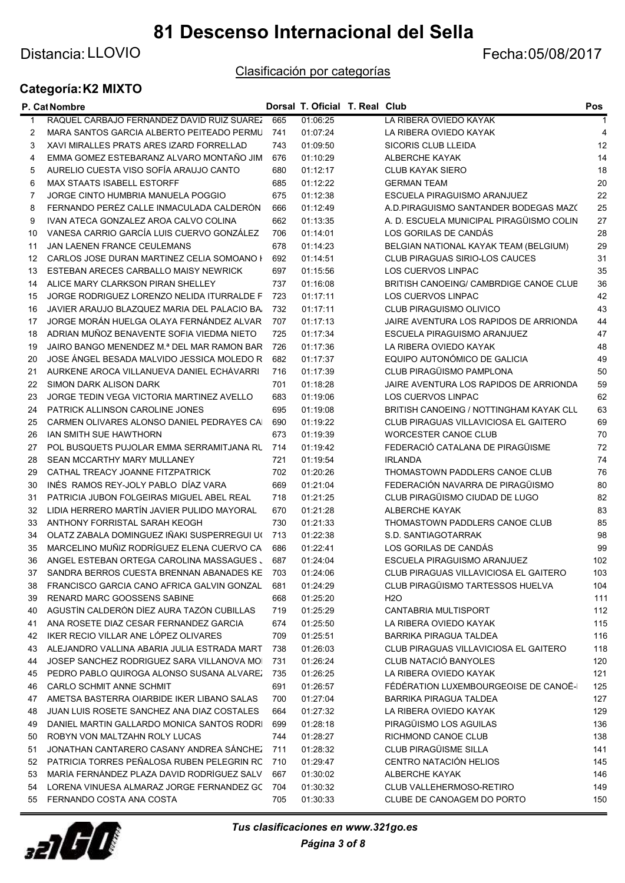# 81 Descenso Internacional del Sella

Distancia: LLOVIO

Fecha:05/08/2017

Clasificación por categorías

## Categoría: K2 MIXTO

| P. Cat | Nombre | Dorsal | T. Oficial | T. Real | Club | Pos |
|---|---|---|---|---|---|---|
| 1 | RAQUEL CARBAJO FERNANDEZ DAVID RUIZ SUAREZ | 665 | 01:06:25 | | LA RIBERA OVIEDO KAYAK | 1 |
| 2 | MARA SANTOS GARCIA ALBERTO PEITEADO PERMU | 741 | 01:07:24 | | LA RIBERA OVIEDO KAYAK | 4 |
| 3 | XAVI MIRALLES PRATS ARES IZARD FORRELLAD | 743 | 01:09:50 | | SICORIS CLUB LLEIDA | 12 |
| 4 | EMMA GOMEZ ESTEBARANZ ALVARO MONTAÑO JIM | 676 | 01:10:29 | | ALBERCHE KAYAK | 14 |
| 5 | AURELIO CUESTA VISO SOFÍA ARAUJO CANTO | 680 | 01:12:17 | | CLUB KAYAK SIERO | 18 |
| 6 | MAX STAATS ISABELL ESTORFF | 685 | 01:12:22 | | GERMAN TEAM | 20 |
| 7 | JORGE CINTO HUMBRIA MANUELA POGGIO | 675 | 01:12:38 | | ESCUELA PIRAGUISMO ARANJUEZ | 22 |
| 8 | FERNANDO PERÉZ CALLE INMACULADA CALDERÓN | 666 | 01:12:49 | | A.D.PIRAGUISMO SANTANDER BODEGAS MAZ( | 25 |
| 9 | IVAN ATECA GONZALEZ AROA CALVO COLINA | 662 | 01:13:35 | | A. D. ESCUELA MUNICIPAL PIRAGÜISMO COLIN | 27 |
| 10 | VANESA CARRIO GARCÍA LUIS CUERVO GONZÁLEZ | 706 | 01:14:01 | | LOS GORILAS DE CANDÁS | 28 |
| 11 | JAN LAENEN FRANCE CEULEMANS | 678 | 01:14:23 | | BELGIAN NATIONAL KAYAK TEAM (BELGIUM) | 29 |
| 12 | CARLOS JOSE DURAN MARTINEZ CELIA SOMOANO I | 692 | 01:14:51 | | CLUB PIRAGUAS SIRIO-LOS CAUCES | 31 |
| 13 | ESTEBAN ARECES CARBALLO MAISY NEWRICK | 697 | 01:15:56 | | LOS CUERVOS LINPAC | 35 |
| 14 | ALICE MARY CLARKSON PIRAN SHELLEY | 737 | 01:16:08 | | BRITISH CANOEING/ CAMBRDIGE CANOE CLUB | 36 |
| 15 | JORGE RODRIGUEZ LORENZO NELIDA ITURRALDE F | 723 | 01:17:11 | | LOS CUERVOS LINPAC | 42 |
| 16 | JAVIER ARAUJO BLAZQUEZ MARIA DEL PALACIO BA | 732 | 01:17:11 | | CLUB PIRAGUISMO OLIVICO | 43 |
| 17 | JORGE MORÁN HUELGA OLAYA FERNÁNDEZ ALVAR | 707 | 01:17:13 | | JAIRE AVENTURA LOS RAPIDOS DE ARRIONDA | 44 |
| 18 | ADRIAN MUÑOZ BENAVENTE SOFIA VIEDMA NIETO | 725 | 01:17:34 | | ESCUELA PIRAGUISMO ARANJUEZ | 47 |
| 19 | JAIRO BANGO MENENDEZ M.ª DEL MAR RAMON BAR | 726 | 01:17:36 | | LA RIBERA OVIEDO KAYAK | 48 |
| 20 | JOSE ÁNGEL BESADA MALVIDO JESSICA MOLEDO R | 682 | 01:17:37 | | EQUIPO AUTONÓMICO DE GALICIA | 49 |
| 21 | AURKENE AROCA VILLANUEVA DANIEL ECHÁVARRI | 716 | 01:17:39 | | CLUB PIRAGÜISMO PAMPLONA | 50 |
| 22 | SIMON DARK ALISON DARK | 701 | 01:18:28 | | JAIRE AVENTURA LOS RAPIDOS DE ARRIONDA | 59 |
| 23 | JORGE TEDIN VEGA VICTORIA MARTINEZ AVELLO | 683 | 01:19:06 | | LOS CUERVOS LINPAC | 62 |
| 24 | PATRICK ALLINSON CAROLINE JONES | 695 | 01:19:08 | | BRITISH CANOEING / NOTTINGHAM KAYAK CLU | 63 |
| 25 | CARMEN OLIVARES ALONSO DANIEL PEDRAYES CA | 690 | 01:19:22 | | CLUB PIRAGUAS VILLAVICIOSA EL GAITERO | 69 |
| 26 | IAN SMITH SUE HAWTHORN | 673 | 01:19:39 | | WORCESTER CANOE CLUB | 70 |
| 27 | POL BUSQUETS PUJOLAR EMMA SERRAMITJANA RU | 714 | 01:19:42 | | FEDERACIÓ CATALANA DE PIRAGÜISME | 72 |
| 28 | SEAN MCCARTHY MARY MULLANEY | 721 | 01:19:54 | | IRLANDA | 74 |
| 29 | CATHAL TREACY JOANNE FITZPATRICK | 702 | 01:20:26 | | THOMASTOWN PADDLERS CANOE CLUB | 76 |
| 30 | INÉS RAMOS REY-JOLY PABLO DÍAZ VARA | 669 | 01:21:04 | | FEDERACIÓN NAVARRA DE PIRAGÜISMO | 80 |
| 31 | PATRICIA JUBON FOLGEIRAS MIGUEL ABEL REAL | 718 | 01:21:25 | | CLUB PIRAGÜISMO CIUDAD DE LUGO | 82 |
| 32 | LIDIA HERRERO MARTÍN JAVIER PULIDO MAYORAL | 670 | 01:21:28 | | ALBERCHE KAYAK | 83 |
| 33 | ANTHONY FORRISTAL SARAH KEOGH | 730 | 01:21:33 | | THOMASTOWN PADDLERS CANOE CLUB | 85 |
| 34 | OLATZ ZABALA DOMINGUEZ IÑAKI SUSPERREGUI U( | 713 | 01:22:38 | | S.D. SANTIAGOTARRAK | 98 |
| 35 | MARCELINO MUÑIZ RODRÍGUEZ ELENA CUERVO CA | 686 | 01:22:41 | | LOS GORILAS DE CANDÁS | 99 |
| 36 | ANGEL ESTEBAN ORTEGA CAROLINA MASSAGUES . | 687 | 01:24:04 | | ESCUELA PIRAGUISMO ARANJUEZ | 102 |
| 37 | SANDRA BERROS CUESTA BRENNAN ABANADES KE | 703 | 01:24:06 | | CLUB PIRAGUAS VILLAVICIOSA EL GAITERO | 103 |
| 38 | FRANCISCO GARCIA CANO AFRICA GALVIN GONZAL | 681 | 01:24:29 | | CLUB PIRAGÜISMO TARTESSOS HUELVA | 104 |
| 39 | RENARD MARC GOOSSENS SABINE | 668 | 01:25:20 | | H2O | 111 |
| 40 | AGUSTÍN CALDERÓN DÍEZ AURA TAZÓN CUBILLAS | 719 | 01:25:29 | | CANTABRIA MULTISPORT | 112 |
| 41 | ANA ROSETE DIAZ CESAR FERNANDEZ GARCIA | 674 | 01:25:50 | | LA RIBERA OVIEDO KAYAK | 115 |
| 42 | IKER RECIO VILLAR ANE LÓPEZ OLIVARES | 709 | 01:25:51 | | BARRIKA PIRAGUA TALDEA | 116 |
| 43 | ALEJANDRO VALLINA ABARIA JULIA ESTRADA MART | 738 | 01:26:03 | | CLUB PIRAGUAS VILLAVICIOSA EL GAITERO | 118 |
| 44 | JOSEP SANCHEZ RODRIGUEZ SARA VILLANOVA MO | 731 | 01:26:24 | | CLUB NATACIÓ BANYOLES | 120 |
| 45 | PEDRO PABLO QUIROGA ALONSO SUSANA ALVAREZ | 735 | 01:26:25 | | LA RIBERA OVIEDO KAYAK | 121 |
| 46 | CARLO SCHMIT ANNE SCHMIT | 691 | 01:26:57 | | FÉDÉRATION LUXEMBOURGEOISE DE CANOË-I | 125 |
| 47 | AMETSA BASTERRA OIARBIDE IKER LIBANO SALAS | 700 | 01:27:04 | | BARRIKA PIRAGUA TALDEA | 127 |
| 48 | JUAN LUIS ROSETE SANCHEZ ANA DIAZ COSTALES | 664 | 01:27:32 | | LA RIBERA OVIEDO KAYAK | 129 |
| 49 | DANIEL MARTIN GALLARDO MONICA SANTOS RODRI | 699 | 01:28:18 | | PIRAGÜISMO LOS AGUILAS | 136 |
| 50 | ROBYN VON MALTZAHN ROLY LUCAS | 744 | 01:28:27 | | RICHMOND CANOE CLUB | 138 |
| 51 | JONATHAN CANTARERO CASANY ANDREA SÁNCHEZ | 711 | 01:28:32 | | CLUB PIRAGÜISME SILLA | 141 |
| 52 | PATRICIA TORRES PEÑALOSA RUBEN PELEGRIN RC | 710 | 01:29:47 | | CENTRO NATACIÓN HELIOS | 145 |
| 53 | MARÍA FERNÁNDEZ PLAZA DAVID RODRÍGUEZ SALV | 667 | 01:30:02 | | ALBERCHE KAYAK | 146 |
| 54 | LORENA VINUESA ALMARAZ JORGE FERNANDEZ GC | 704 | 01:30:32 | | CLUB VALLEHERMOSO-RETIRO | 149 |
| 55 | FERNANDO COSTA ANA COSTA | 705 | 01:30:33 | | CLUBE DE CANOAGEM DO PORTO | 150 |

*Tus clasificaciones en www.321go.es*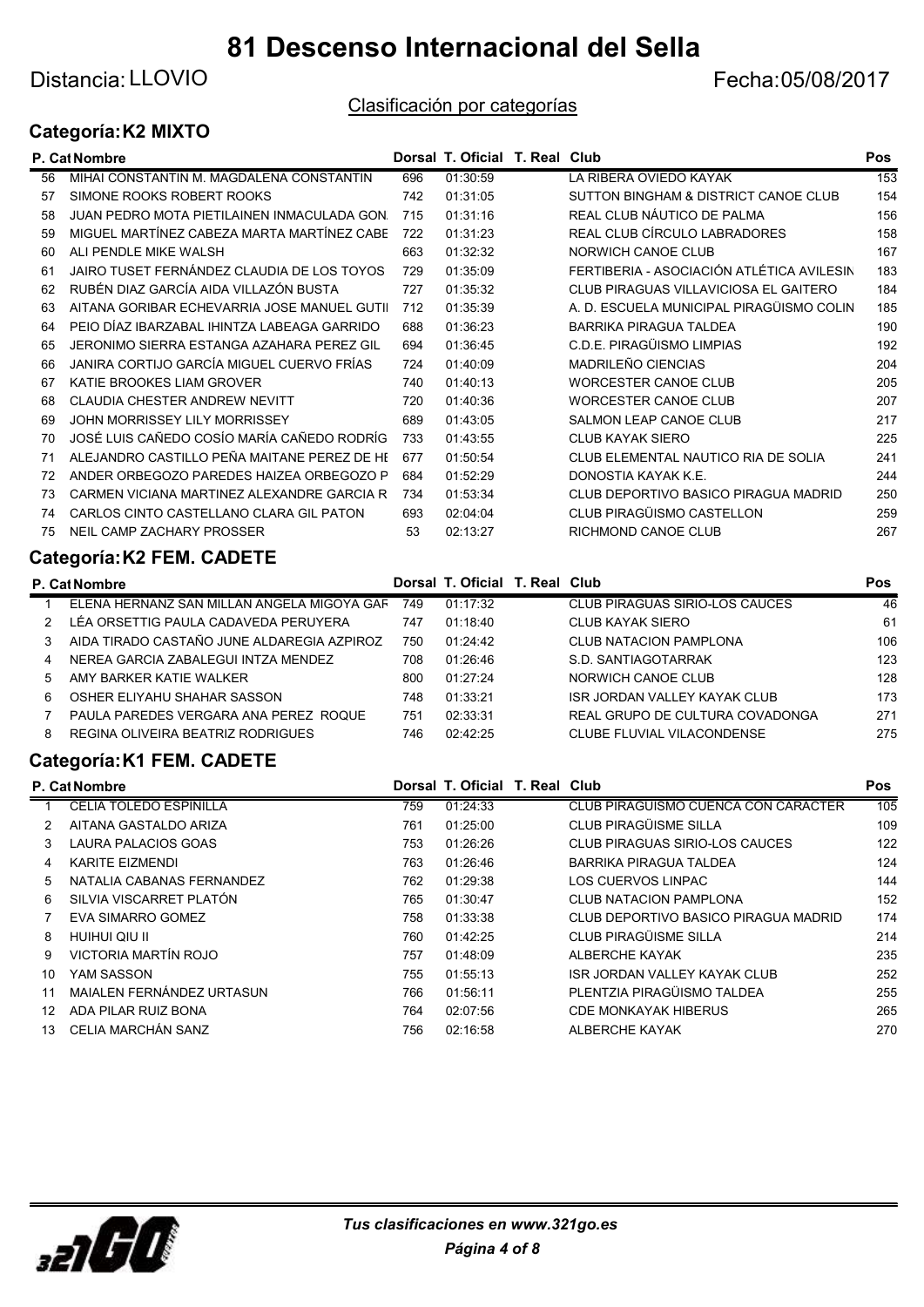# 81 Descenso Internacional del Sella

Distancia: LLOVIO

Fecha:05/08/2017

Clasificación por categorías

## Categoría: K2 MIXTO

| P. Cat | Nombre | Dorsal | T. Oficial | T. Real | Club | Pos |
|---|---|---|---|---|---|---|
| 56 | MIHAI CONSTANTIN M. MAGDALENA CONSTANTIN | 696 | 01:30:59 | | LA RIBERA OVIEDO KAYAK | 153 |
| 57 | SIMONE ROOKS ROBERT ROOKS | 742 | 01:31:05 | | SUTTON BINGHAM & DISTRICT CANOE CLUB | 154 |
| 58 | JUAN PEDRO MOTA PIETILAINEN INMACULADA GON. | 715 | 01:31:16 | | REAL CLUB NÁUTICO DE PALMA | 156 |
| 59 | MIGUEL MARTÍNEZ CABEZA MARTA MARTÍNEZ CABE | 722 | 01:31:23 | | REAL CLUB CÍRCULO LABRADORES | 158 |
| 60 | ALI PENDLE MIKE WALSH | 663 | 01:32:32 | | NORWICH CANOE CLUB | 167 |
| 61 | JAIRO TUSET FERNÁNDEZ CLAUDIA DE LOS TOYOS | 729 | 01:35:09 | | FERTIBERIA - ASOCIACIÓN ATLÉTICA AVILESIN | 183 |
| 62 | RUBÉN DIAZ GARCÍA AIDA VILLAZÓN BUSTA | 727 | 01:35:32 | | CLUB PIRAGUAS VILLAVICIOSA EL GAITERO | 184 |
| 63 | AITANA GORIBAR ECHEVARRIA JOSE MANUEL GUTI | 712 | 01:35:39 | | A. D. ESCUELA MUNICIPAL PIRAGÜISMO COLIN | 185 |
| 64 | PEIO DÍAZ IBARZABAL IHINTZA LABEAGA GARRIDO | 688 | 01:36:23 | | BARRIKA PIRAGUA TALDEA | 190 |
| 65 | JERONIMO SIERRA ESTANGA AZAHARA PEREZ GIL | 694 | 01:36:45 | | C.D.E. PIRAGÜISMO LIMPIAS | 192 |
| 66 | JANIRA CORTIJO GARCÍA MIGUEL CUERVO FRÍAS | 724 | 01:40:09 | | MADRILEÑO CIENCIAS | 204 |
| 67 | KATIE BROOKES LIAM GROVER | 740 | 01:40:13 | | WORCESTER CANOE CLUB | 205 |
| 68 | CLAUDIA CHESTER ANDREW NEVITT | 720 | 01:40:36 | | WORCESTER CANOE CLUB | 207 |
| 69 | JOHN MORRISSEY LILY MORRISSEY | 689 | 01:43:05 | | SALMON LEAP CANOE CLUB | 217 |
| 70 | JOSÉ LUIS CAÑEDO COSÍO MARÍA CAÑEDO RODRÍG | 733 | 01:43:55 | | CLUB KAYAK SIERO | 225 |
| 71 | ALEJANDRO CASTILLO PEÑA MAITANE PEREZ DE HE | 677 | 01:50:54 | | CLUB ELEMENTAL NAUTICO RIA DE SOLIA | 241 |
| 72 | ANDER ORBEGOZO PAREDES HAIZEA ORBEGOZO P | 684 | 01:52:29 | | DONOSTIA KAYAK K.E. | 244 |
| 73 | CARMEN VICIANA MARTINEZ ALEXANDRE GARCIA R | 734 | 01:53:34 | | CLUB DEPORTIVO BASICO PIRAGUA MADRID | 250 |
| 74 | CARLOS CINTO CASTELLANO CLARA GIL PATON | 693 | 02:04:04 | | CLUB PIRAGÜISMO CASTELLON | 259 |
| 75 | NEIL CAMP ZACHARY PROSSER | 53 | 02:13:27 | | RICHMOND CANOE CLUB | 267 |

## Categoría: K2 FEM. CADETE

| P. Cat | Nombre | Dorsal | T. Oficial | T. Real | Club | Pos |
|---|---|---|---|---|---|---|
| 1 | ELENA HERNANZ SAN MILLAN ANGELA MIGOYA GAF | 749 | 01:17:32 | | CLUB PIRAGUAS SIRIO-LOS CAUCES | 46 |
| 2 | LÉA ORSETTIG PAULA CADAVEDA PERUYERA | 747 | 01:18:40 | | CLUB KAYAK SIERO | 61 |
| 3 | AIDA TIRADO CASTAÑO JUNE ALDAREGIA AZPIROZ | 750 | 01:24:42 | | CLUB NATACION PAMPLONA | 106 |
| 4 | NEREA GARCIA ZABALEGUI INTZA MENDEZ | 708 | 01:26:46 | | S.D. SANTIAGOTARRAK | 123 |
| 5 | AMY BARKER KATIE WALKER | 800 | 01:27:24 | | NORWICH CANOE CLUB | 128 |
| 6 | OSHER ELIYAHU SHAHAR SASSON | 748 | 01:33:21 | | ISR JORDAN VALLEY KAYAK CLUB | 173 |
| 7 | PAULA PAREDES VERGARA ANA PEREZ ROQUE | 751 | 02:33:31 | | REAL GRUPO DE CULTURA COVADONGA | 271 |
| 8 | REGINA OLIVEIRA BEATRIZ RODRIGUES | 746 | 02:42:25 | | CLUBE FLUVIAL VILACONDENSE | 275 |

## Categoría: K1 FEM. CADETE

| P. Cat | Nombre | Dorsal | T. Oficial | T. Real | Club | Pos |
|---|---|---|---|---|---|---|
| 1 | CELIA TOLEDO ESPINILLA | 759 | 01:24:33 | | CLUB PIRAGUISMO CUENCA CON CARACTER | 105 |
| 2 | AITANA GASTALDO ARIZA | 761 | 01:25:00 | | CLUB PIRAGÜISME SILLA | 109 |
| 3 | LAURA PALACIOS GOAS | 753 | 01:26:26 | | CLUB PIRAGUAS SIRIO-LOS CAUCES | 122 |
| 4 | KARITE EIZMENDI | 763 | 01:26:46 | | BARRIKA PIRAGUA TALDEA | 124 |
| 5 | NATALIA CABANAS FERNANDEZ | 762 | 01:29:38 | | LOS CUERVOS LINPAC | 144 |
| 6 | SILVIA VISCARRET PLATÓN | 765 | 01:30:47 | | CLUB NATACION PAMPLONA | 152 |
| 7 | EVA SIMARRO GOMEZ | 758 | 01:33:38 | | CLUB DEPORTIVO BASICO PIRAGUA MADRID | 174 |
| 8 | HUIHUI QIU II | 760 | 01:42:25 | | CLUB PIRAGÜISME SILLA | 214 |
| 9 | VICTORIA MARTÍN ROJO | 757 | 01:48:09 | | ALBERCHE KAYAK | 235 |
| 10 | YAM SASSON | 755 | 01:55:13 | | ISR JORDAN VALLEY KAYAK CLUB | 252 |
| 11 | MAIALEN FERNÁNDEZ URTASUN | 766 | 01:56:11 | | PLENTZIA PIRAGÜISMO TALDEA | 255 |
| 12 | ADA PILAR RUIZ BONA | 764 | 02:07:56 | | CDE MONKAYAK HIBERUS | 265 |
| 13 | CELIA MARCHÁN SANZ | 756 | 02:16:58 | | ALBERCHE KAYAK | 270 |

*Tus clasificaciones en www.321go.es*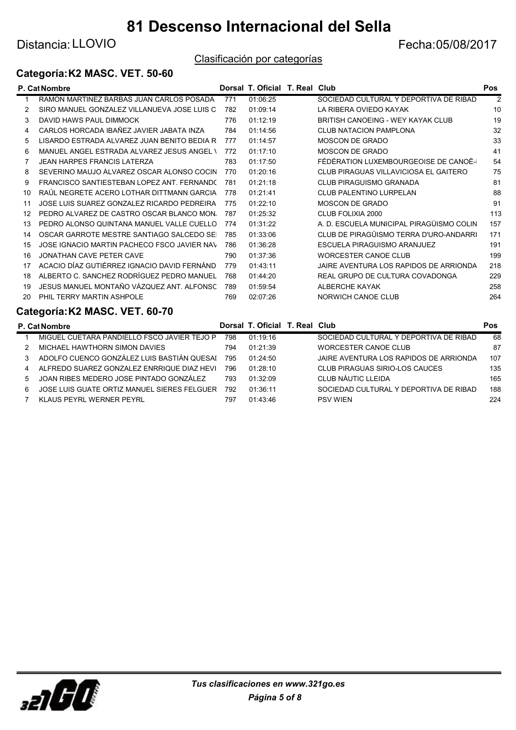# 81 Descenso Internacional del Sella

Distancia: LLOVIO

Fecha:05/08/2017

Clasificación por categorías

## Categoría: K2 MASC. VET. 50-60

| P. Cat | Nombre | Dorsal | T. Oficial | T. Real | Club | Pos |
|---|---|---|---|---|---|---|
| 1 | RAMON MARTINEZ BARBAS JUAN CARLOS POSADA | 771 | 01:06:25 | | SOCIEDAD CULTURAL Y DEPORTIVA DE RIBAD | 2 |
| 2 | SIRO MANUEL GONZALEZ VILLANUEVA JOSE LUIS C | 782 | 01:09:14 | | LA RIBERA OVIEDO KAYAK | 10 |
| 3 | DAVID HAWS PAUL DIMMOCK | 776 | 01:12:19 | | BRITISH CANOEING - WEY KAYAK CLUB | 19 |
| 4 | CARLOS HORCADA IBAÑEZ JAVIER JABATA INZA | 784 | 01:14:56 | | CLUB NATACION PAMPLONA | 32 |
| 5 | LISARDO ESTRADA ALVAREZ JUAN BENITO BEDIA R | 777 | 01:14:57 | | MOSCON DE GRADO | 33 |
| 6 | MANUEL ANGEL ESTRADA ALVAREZ JESUS ANGEL \ | 772 | 01:17:10 | | MOSCON DE GRADO | 41 |
| 7 | JEAN HARPES FRANCIS LATERZA | 783 | 01:17:50 | | FÉDÉRATION LUXEMBOURGEOISE DE CANOË-I | 54 |
| 8 | SEVERINO MAUJO ÁLVAREZ OSCAR ALONSO COCIN | 770 | 01:20:16 | | CLUB PIRAGUAS VILLAVICIOSA EL GAITERO | 75 |
| 9 | FRANCISCO SANTIESTEBAN LOPEZ ANT. FERNANDO | 781 | 01:21:18 | | CLUB PIRAGUISMO GRANADA | 81 |
| 10 | RAÚL NEGRETE ACERO LOTHAR DITTMANN GARCIA | 778 | 01:21:41 | | CLUB PALENTINO LURPELAN | 88 |
| 11 | JOSE LUIS SUAREZ GONZALEZ RICARDO PEDREIRA | 775 | 01:22:10 | | MOSCON DE GRADO | 91 |
| 12 | PEDRO ALVAREZ DE CASTRO OSCAR BLANCO MON. | 787 | 01:25:32 | | CLUB FOLIXIA 2000 | 113 |
| 13 | PEDRO ALONSO QUINTANA MANUEL VALLE CUELLO | 774 | 01:31:22 | | A. D. ESCUELA MUNICIPAL PIRAGÜISMO COLIN | 157 |
| 14 | OSCAR GARROTE MESTRE SANTIAGO SALCEDO SE | 785 | 01:33:06 | | CLUB DE PIRAGÜISMO TERRA D'URO-ANDARRI | 171 |
| 15 | JOSE IGNACIO MARTIN PACHECO FSCO JAVIER NAV | 786 | 01:36:28 | | ESCUELA PIRAGUISMO ARANJUEZ | 191 |
| 16 | JONATHAN CAVE PETER CAVE | 790 | 01:37:36 | | WORCESTER CANOE CLUB | 199 |
| 17 | ACACIO DÍAZ GUTIÉRREZ IGNACIO DAVID FERNÁND | 779 | 01:43:11 | | JAIRE AVENTURA LOS RAPIDOS DE ARRIONDA | 218 |
| 18 | ALBERTO C. SANCHEZ RODRÍGUEZ PEDRO MANUEL | 768 | 01:44:20 | | REAL GRUPO DE CULTURA COVADONGA | 229 |
| 19 | JESUS MANUEL MONTAÑO VÁZQUEZ ANT. ALFONSO | 789 | 01:59:54 | | ALBERCHE KAYAK | 258 |
| 20 | PHIL TERRY MARTIN ASHPOLE | 769 | 02:07:26 | | NORWICH CANOE CLUB | 264 |

## Categoría: K2 MASC. VET. 60-70

| P. Cat | Nombre | Dorsal | T. Oficial | T. Real | Club | Pos |
|---|---|---|---|---|---|---|
| 1 | MIGUEL CUETARA PANDIELLO FSCO JAVIER TEJO P | 798 | 01:19:16 | | SOCIEDAD CULTURAL Y DEPORTIVA DE RIBAD | 68 |
| 2 | MICHAEL HAWTHORN SIMON DAVIES | 794 | 01:21:39 | | WORCESTER CANOE CLUB | 87 |
| 3 | ADOLFO CUENCO GONZÁLEZ LUIS BASTIÁN QUESAI | 795 | 01:24:50 | | JAIRE AVENTURA LOS RAPIDOS DE ARRIONDA | 107 |
| 4 | ALFREDO SUAREZ GONZALEZ ENRRIQUE DIAZ HEVI | 796 | 01:28:10 | | CLUB PIRAGUAS SIRIO-LOS CAUCES | 135 |
| 5 | JOAN RIBES MEDERO JOSE PINTADO GONZÁLEZ | 793 | 01:32:09 | | CLUB NÀUTIC LLEIDA | 165 |
| 6 | JOSE LUIS GUATE ORTIZ MANUEL SIERES FELGUER | 792 | 01:36:11 | | SOCIEDAD CULTURAL Y DEPORTIVA DE RIBAD | 188 |
| 7 | KLAUS PEYRL WERNER PEYRL | 797 | 01:43:46 | | PSV WIEN | 224 |

*Tus clasificaciones en www.321go.es*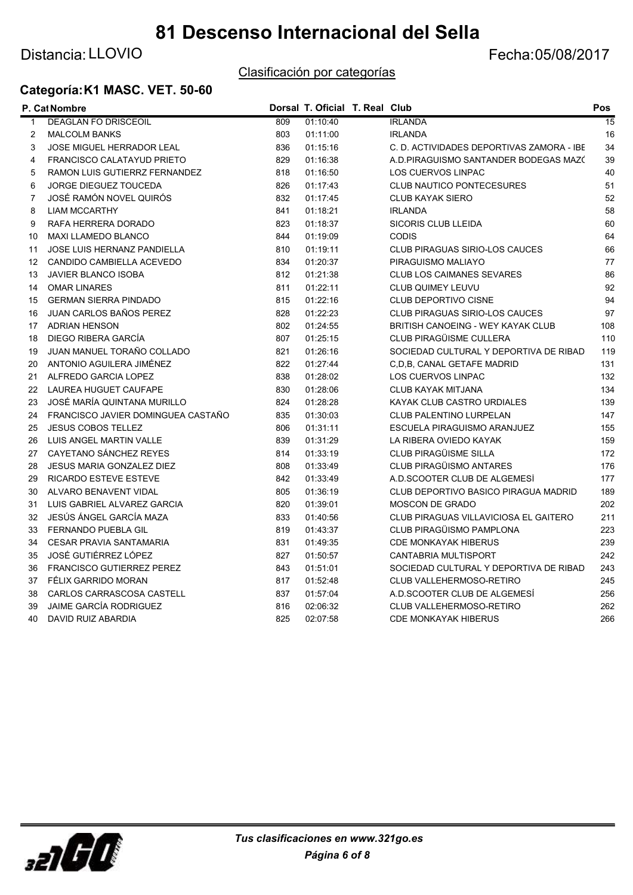# 81 Descenso Internacional del Sella

Distancia: LLOVIO

Fecha:05/08/2017

Clasificación por categorías

### Categoría: K1 MASC. VET. 50-60

| P. Cat | Nombre | Dorsal | T. Oficial | T. Real | Club | Pos |
|---|---|---|---|---|---|---|
| 1 | DEAGLAN FO DRISCEOIL | 809 | 01:10:40 | | IRLANDA | 15 |
| 2 | MALCOLM BANKS | 803 | 01:11:00 | | IRLANDA | 16 |
| 3 | JOSE MIGUEL HERRADOR LEAL | 836 | 01:15:16 | | C. D. ACTIVIDADES DEPORTIVAS ZAMORA - IBE | 34 |
| 4 | FRANCISCO CALATAYUD PRIETO | 829 | 01:16:38 | | A.D.PIRAGUISMO SANTANDER BODEGAS MAZ( | 39 |
| 5 | RAMON LUIS GUTIERRZ FERNANDEZ | 818 | 01:16:50 | | LOS CUERVOS LINPAC | 40 |
| 6 | JORGE DIEGUEZ TOUCEDA | 826 | 01:17:43 | | CLUB NAUTICO PONTECESURES | 51 |
| 7 | JOSÉ RAMÓN NOVEL QUIRÓS | 832 | 01:17:45 | | CLUB KAYAK SIERO | 52 |
| 8 | LIAM MCCARTHY | 841 | 01:18:21 | | IRLANDA | 58 |
| 9 | RAFA HERRERA DORADO | 823 | 01:18:37 | | SICORIS CLUB LLEIDA | 60 |
| 10 | MAXI LLAMEDO BLANCO | 844 | 01:19:09 | | CODIS | 64 |
| 11 | JOSE LUIS HERNANZ PANDIELLA | 810 | 01:19:11 | | CLUB PIRAGUAS SIRIO-LOS CAUCES | 66 |
| 12 | CANDIDO CAMBIELLA ACEVEDO | 834 | 01:20:37 | | PIRAGUISMO MALIAYO | 77 |
| 13 | JAVIER BLANCO ISOBA | 812 | 01:21:38 | | CLUB LOS CAIMANES SEVARES | 86 |
| 14 | OMAR LINARES | 811 | 01:22:11 | | CLUB QUIMEY LEUVU | 92 |
| 15 | GERMAN SIERRA PINDADO | 815 | 01:22:16 | | CLUB DEPORTIVO CISNE | 94 |
| 16 | JUAN CARLOS BAÑOS PEREZ | 828 | 01:22:23 | | CLUB PIRAGUAS SIRIO-LOS CAUCES | 97 |
| 17 | ADRIAN HENSON | 802 | 01:24:55 | | BRITISH CANOEING - WEY KAYAK CLUB | 108 |
| 18 | DIEGO RIBERA GARCÍA | 807 | 01:25:15 | | CLUB PIRAGÜISME CULLERA | 110 |
| 19 | JUAN MANUEL TORAÑO COLLADO | 821 | 01:26:16 | | SOCIEDAD CULTURAL Y DEPORTIVA DE RIBAD | 119 |
| 20 | ANTONIO AGUILERA JIMÉNEZ | 822 | 01:27:44 | | C,D,B, CANAL GETAFE MADRID | 131 |
| 21 | ALFREDO GARCIA LOPEZ | 838 | 01:28:02 | | LOS CUERVOS LINPAC | 132 |
| 22 | LAUREA HUGUET CAUFAPE | 830 | 01:28:06 | | CLUB KAYAK MITJANA | 134 |
| 23 | JOSÉ MARÍA QUINTANA MURILLO | 824 | 01:28:28 | | KAYAK CLUB CASTRO URDIALES | 139 |
| 24 | FRANCISCO JAVIER DOMINGUEA CASTAÑO | 835 | 01:30:03 | | CLUB PALENTINO LURPELAN | 147 |
| 25 | JESUS COBOS TELLEZ | 806 | 01:31:11 | | ESCUELA PIRAGUISMO ARANJUEZ | 155 |
| 26 | LUIS ANGEL MARTIN VALLE | 839 | 01:31:29 | | LA RIBERA OVIEDO KAYAK | 159 |
| 27 | CAYETANO SÁNCHEZ REYES | 814 | 01:33:19 | | CLUB PIRAGÜISME SILLA | 172 |
| 28 | JESUS MARIA GONZALEZ DIEZ | 808 | 01:33:49 | | CLUB PIRAGÜISMO ANTARES | 176 |
| 29 | RICARDO ESTEVE ESTEVE | 842 | 01:33:49 | | A.D.SCOOTER CLUB DE ALGEMESÍ | 177 |
| 30 | ALVARO BENAVENT VIDAL | 805 | 01:36:19 | | CLUB DEPORTIVO BASICO PIRAGUA MADRID | 189 |
| 31 | LUIS GABRIEL ALVAREZ GARCIA | 820 | 01:39:01 | | MOSCON DE GRADO | 202 |
| 32 | JESÚS ÁNGEL GARCÍA MAZA | 833 | 01:40:56 | | CLUB PIRAGUAS VILLAVICIOSA EL GAITERO | 211 |
| 33 | FERNANDO PUEBLA GIL | 819 | 01:43:37 | | CLUB PIRAGÜISMO PAMPLONA | 223 |
| 34 | CESAR PRAVIA SANTAMARIA | 831 | 01:49:35 | | CDE MONKAYAK HIBERUS | 239 |
| 35 | JOSÉ GUTIÉRREZ LÓPEZ | 827 | 01:50:57 | | CANTABRIA MULTISPORT | 242 |
| 36 | FRANCISCO GUTIERREZ PEREZ | 843 | 01:51:01 | | SOCIEDAD CULTURAL Y DEPORTIVA DE RIBAD | 243 |
| 37 | FÉLIX GARRIDO MORAN | 817 | 01:52:48 | | CLUB VALLEHERMOSO-RETIRO | 245 |
| 38 | CARLOS CARRASCOSA CASTELL | 837 | 01:57:04 | | A.D.SCOOTER CLUB DE ALGEMESÍ | 256 |
| 39 | JAIME GARCÍA RODRIGUEZ | 816 | 02:06:32 | | CLUB VALLEHERMOSO-RETIRO | 262 |
| 40 | DAVID RUIZ ABARDIA | 825 | 02:07:58 | | CDE MONKAYAK HIBERUS | 266 |

*Tus clasificaciones en www.321go.es*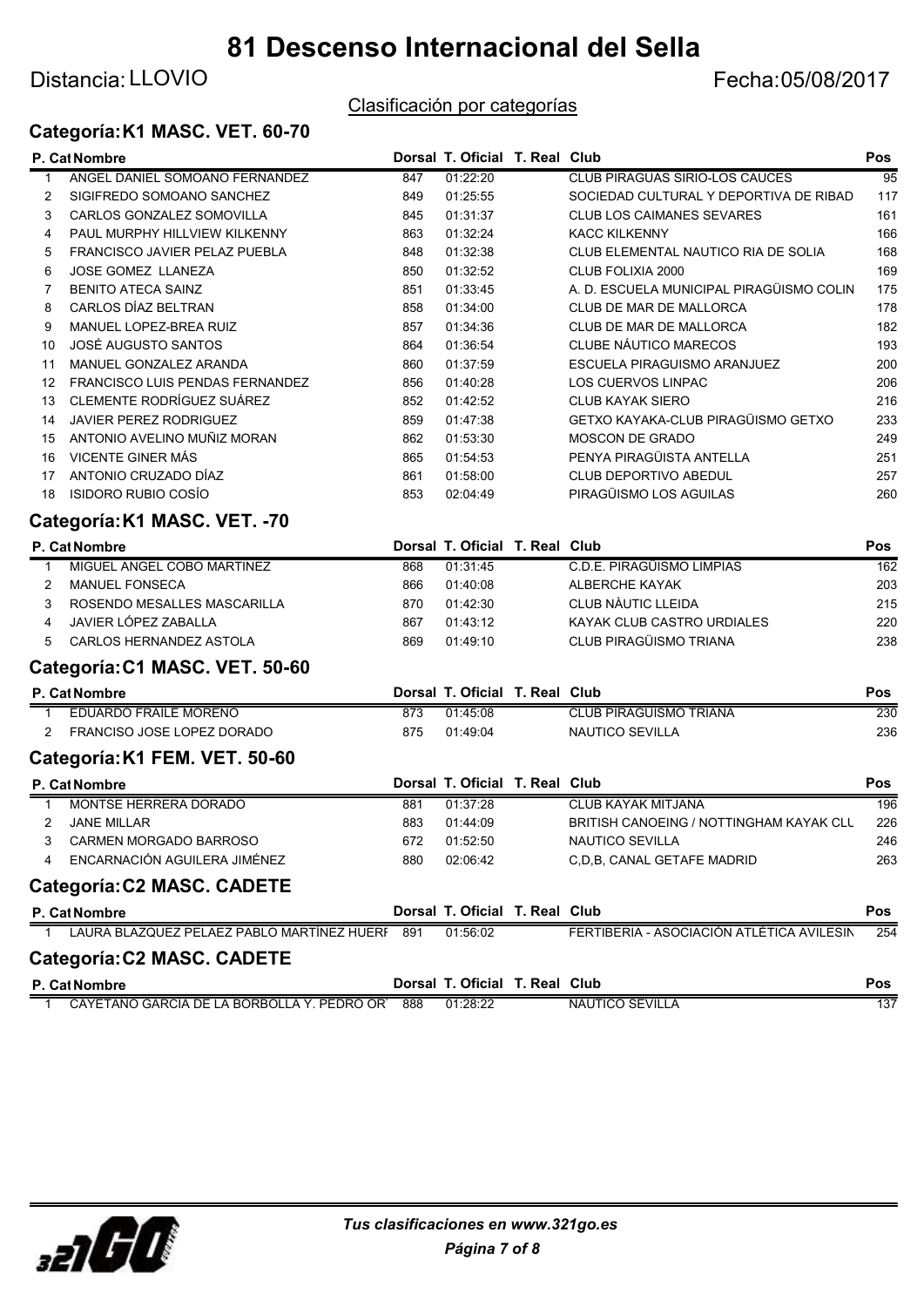# 81 Descenso Internacional del Sella

Distancia: LLOVIO

Fecha:05/08/2017

Clasificación por categorías

## Categoría: K1 MASC. VET. 60-70

| P. Cat | Nombre | Dorsal | T. Oficial | T. Real | Club | Pos |
|---|---|---|---|---|---|---|
| 1 | ANGEL DANIEL SOMOANO FERNANDEZ | 847 | 01:22:20 | | CLUB PIRAGUAS SIRIO-LOS CAUCES | 95 |
| 2 | SIGIFREDO SOMOANO SANCHEZ | 849 | 01:25:55 | | SOCIEDAD CULTURAL Y DEPORTIVA DE RIBAD | 117 |
| 3 | CARLOS GONZALEZ SOMOVILLA | 845 | 01:31:37 | | CLUB LOS CAIMANES SEVARES | 161 |
| 4 | PAUL MURPHY HILLVIEW KILKENNY | 863 | 01:32:24 | | KACC KILKENNY | 166 |
| 5 | FRANCISCO JAVIER PELAZ PUEBLA | 848 | 01:32:38 | | CLUB ELEMENTAL NAUTICO RIA DE SOLIA | 168 |
| 6 | JOSE GOMEZ LLANEZA | 850 | 01:32:52 | | CLUB FOLIXIA 2000 | 169 |
| 7 | BENITO ATECA SAINZ | 851 | 01:33:45 | | A. D. ESCUELA MUNICIPAL PIRAGÜISMO COLIN | 175 |
| 8 | CARLOS DÍAZ BELTRAN | 858 | 01:34:00 | | CLUB DE MAR DE MALLORCA | 178 |
| 9 | MANUEL LOPEZ-BREA RUIZ | 857 | 01:34:36 | | CLUB DE MAR DE MALLORCA | 182 |
| 10 | JOSÉ AUGUSTO SANTOS | 864 | 01:36:54 | | CLUBE NÁUTICO MARECOS | 193 |
| 11 | MANUEL GONZALEZ ARANDA | 860 | 01:37:59 | | ESCUELA PIRAGUISMO ARANJUEZ | 200 |
| 12 | FRANCISCO LUIS PENDAS FERNANDEZ | 856 | 01:40:28 | | LOS CUERVOS LINPAC | 206 |
| 13 | CLEMENTE RODRÍGUEZ SUÁREZ | 852 | 01:42:52 | | CLUB KAYAK SIERO | 216 |
| 14 | JAVIER PEREZ RODRIGUEZ | 859 | 01:47:38 | | GETXO KAYAKA-CLUB PIRAGÜISMO GETXO | 233 |
| 15 | ANTONIO AVELINO MUÑIZ MORAN | 862 | 01:53:30 | | MOSCON DE GRADO | 249 |
| 16 | VICENTE GINER MÁS | 865 | 01:54:53 | | PENYA PIRAGÜISTA ANTELLA | 251 |
| 17 | ANTONIO CRUZADO DÍAZ | 861 | 01:58:00 | | CLUB DEPORTIVO ABEDUL | 257 |
| 18 | ISIDORO RUBIO COSÍO | 853 | 02:04:49 | | PIRAGÜISMO LOS AGUILAS | 260 |

## Categoría: K1 MASC. VET. -70

| P. Cat | Nombre | Dorsal | T. Oficial | T. Real | Club | Pos |
|---|---|---|---|---|---|---|
| 1 | MIGUEL ANGEL COBO MARTINEZ | 868 | 01:31:45 | | C.D.E. PIRAGÜISMO LIMPIAS | 162 |
| 2 | MANUEL FONSECA | 866 | 01:40:08 | | ALBERCHE KAYAK | 203 |
| 3 | ROSENDO MESALLES MASCARILLA | 870 | 01:42:30 | | CLUB NÀUTIC LLEIDA | 215 |
| 4 | JAVIER LÓPEZ ZABALLA | 867 | 01:43:12 | | KAYAK CLUB CASTRO URDIALES | 220 |
| 5 | CARLOS HERNANDEZ ASTOLA | 869 | 01:49:10 | | CLUB PIRAGÜISMO TRIANA | 238 |

## Categoría: C1 MASC. VET. 50-60

| P. Cat | Nombre | Dorsal | T. Oficial | T. Real | Club | Pos |
|---|---|---|---|---|---|---|
| 1 | EDUARDO FRAILE MORENO | 873 | 01:45:08 | | CLUB PIRAGÜISMO TRIANA | 230 |
| 2 | FRANCISO JOSE LOPEZ DORADO | 875 | 01:49:04 | | NAUTICO SEVILLA | 236 |

## Categoría: K1 FEM. VET. 50-60

| P. Cat | Nombre | Dorsal | T. Oficial | T. Real | Club | Pos |
|---|---|---|---|---|---|---|
| 1 | MONTSE HERRERA DORADO | 881 | 01:37:28 | | CLUB KAYAK MITJANA | 196 |
| 2 | JANE MILLAR | 883 | 01:44:09 | | BRITISH CANOEING / NOTTINGHAM KAYAK CLU | 226 |
| 3 | CARMEN MORGADO BARROSO | 672 | 01:52:50 | | NAUTICO SEVILLA | 246 |
| 4 | ENCARNACIÓN AGUILERA JIMÉNEZ | 880 | 02:06:42 | | C,D,B, CANAL GETAFE MADRID | 263 |

## Categoría: C2 MASC. CADETE

| P. Cat | Nombre | Dorsal | T. Oficial | T. Real | Club | Pos |
|---|---|---|---|---|---|---|
| 1 | LAURA BLAZQUEZ PELAEZ PABLO MARTÍNEZ HUERT | 891 | 01:56:02 | | FERTIBERIA - ASOCIACIÓN ATLÉTICA AVILESIN | 254 |

## Categoría: C2 MASC. CADETE

| P. Cat | Nombre | Dorsal | T. Oficial | T. Real | Club | Pos |
|---|---|---|---|---|---|---|
| 1 | CAYETANO GARCIA DE LA BORBOLLA Y. PEDRO ORT | 888 | 01:28:22 | | NAUTICO SEVILLA | 137 |

*Tus clasificaciones en www.321go.es*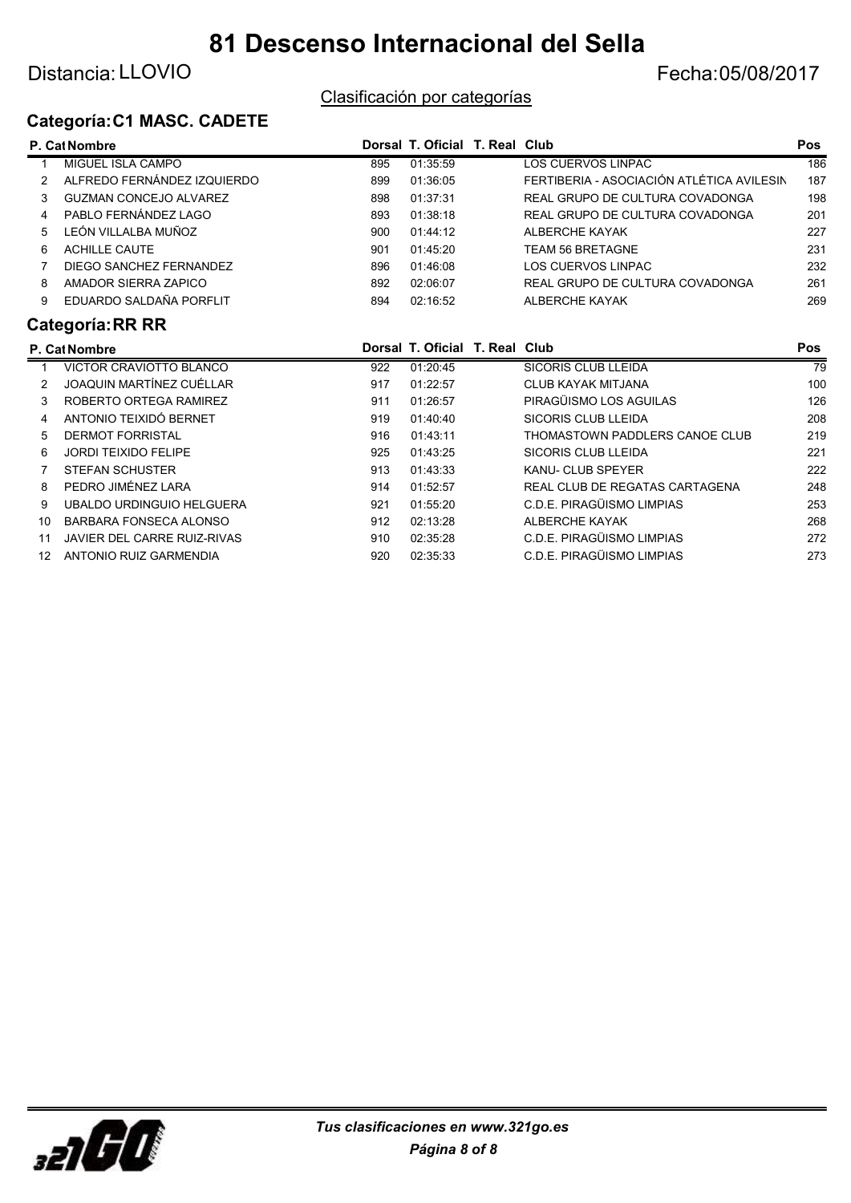# 81 Descenso Internacional del Sella

Distancia: LLOVIO

Fecha:05/08/2017

Clasificación por categorías

### Categoría: C1 MASC. CADETE

| P. Cat | Nombre | Dorsal | T. Oficial | T. Real | Club | Pos |
|---|---|---|---|---|---|---|
| 1 | MIGUEL ISLA CAMPO | 895 | 01:35:59 | | LOS CUERVOS LINPAC | 186 |
| 2 | ALFREDO FERNÁNDEZ IZQUIERDO | 899 | 01:36:05 | | FERTIBERIA - ASOCIACIÓN ATLÉTICA AVILESIN | 187 |
| 3 | GUZMAN CONCEJO ALVAREZ | 898 | 01:37:31 | | REAL GRUPO DE CULTURA COVADONGA | 198 |
| 4 | PABLO FERNÁNDEZ LAGO | 893 | 01:38:18 | | REAL GRUPO DE CULTURA COVADONGA | 201 |
| 5 | LEÓN VILLALBA MUÑOZ | 900 | 01:44:12 | | ALBERCHE KAYAK | 227 |
| 6 | ACHILLE CAUTE | 901 | 01:45:20 | | TEAM 56 BRETAGNE | 231 |
| 7 | DIEGO SANCHEZ FERNANDEZ | 896 | 01:46:08 | | LOS CUERVOS LINPAC | 232 |
| 8 | AMADOR SIERRA ZAPICO | 892 | 02:06:07 | | REAL GRUPO DE CULTURA COVADONGA | 261 |
| 9 | EDUARDO SALDAÑA PORFLIT | 894 | 02:16:52 | | ALBERCHE KAYAK | 269 |

### Categoría: RR RR

| P. Cat | Nombre | Dorsal | T. Oficial | T. Real | Club | Pos |
|---|---|---|---|---|---|---|
| 1 | VICTOR CRAVIOTTO BLANCO | 922 | 01:20:45 | | SICORIS CLUB LLEIDA | 79 |
| 2 | JOAQUIN MARTÍNEZ CUÉLLAR | 917 | 01:22:57 | | CLUB KAYAK MITJANA | 100 |
| 3 | ROBERTO ORTEGA RAMIREZ | 911 | 01:26:57 | | PIRAGÜISMO LOS AGUILAS | 126 |
| 4 | ANTONIO TEIXIDÓ BERNET | 919 | 01:40:40 | | SICORIS CLUB LLEIDA | 208 |
| 5 | DERMOT FORRISTAL | 916 | 01:43:11 | | THOMASTOWN PADDLERS CANOE CLUB | 219 |
| 6 | JORDI TEIXIDO FELIPE | 925 | 01:43:25 | | SICORIS CLUB LLEIDA | 221 |
| 7 | STEFAN SCHUSTER | 913 | 01:43:33 | | KANU- CLUB SPEYER | 222 |
| 8 | PEDRO JIMÉNEZ LARA | 914 | 01:52:57 | | REAL CLUB DE REGATAS CARTAGENA | 248 |
| 9 | UBALDO URDINGUIO HELGUERA | 921 | 01:55:20 | | C.D.E. PIRAGÜISMO LIMPIAS | 253 |
| 10 | BARBARA FONSECA ALONSO | 912 | 02:13:28 | | ALBERCHE KAYAK | 268 |
| 11 | JAVIER DEL CARRE RUIZ-RIVAS | 910 | 02:35:28 | | C.D.E. PIRAGÜISMO LIMPIAS | 272 |
| 12 | ANTONIO RUIZ GARMENDIA | 920 | 02:35:33 | | C.D.E. PIRAGÜISMO LIMPIAS | 273 |

*Tus clasificaciones en www.321go.es*